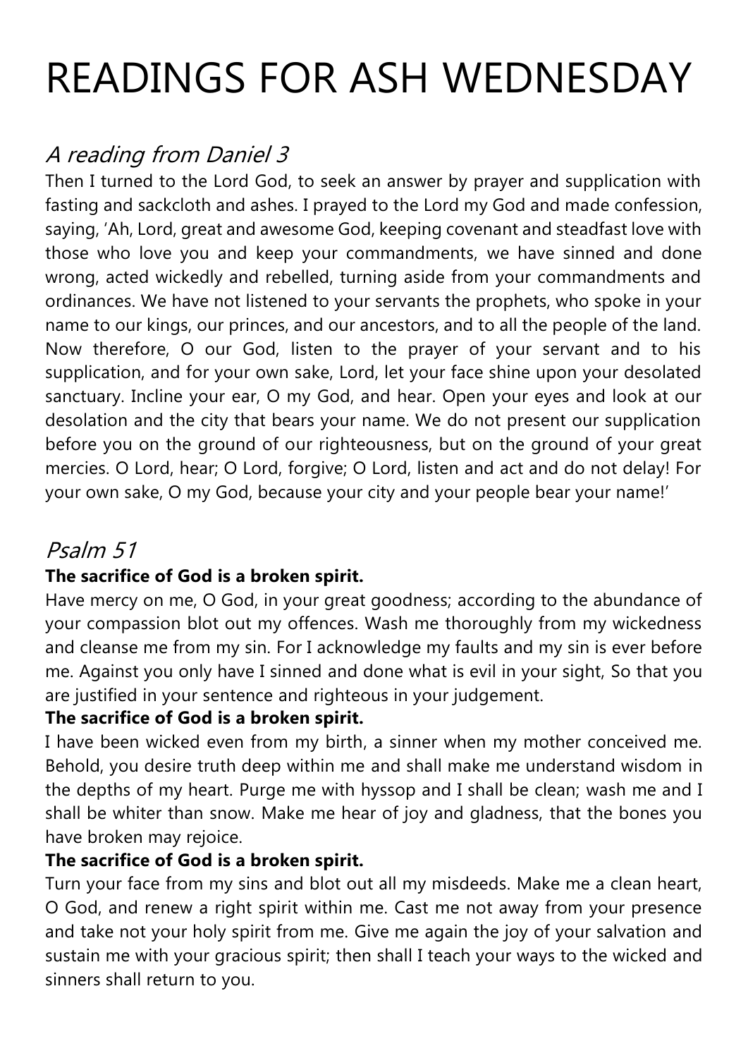# READINGS FOR ASH WEDNESDAY

## *A reading from Daniel 3*

Then I turned to the Lord God, to seek an answer by prayer and supplication with fasting and sackcloth and ashes. I prayed to the Lord my God and made confession, saying, 'Ah, Lord, great and awesome God, keeping covenant and steadfast love with those who love you and keep your commandments, we have sinned and done wrong, acted wickedly and rebelled, turning aside from your commandments and ordinances. We have not listened to your servants the prophets, who spoke in your name to our kings, our princes, and our ancestors, and to all the people of the land. Now therefore, O our God, listen to the prayer of your servant and to his supplication, and for your own sake, Lord, let your face shine upon your desolated sanctuary. Incline your ear, O my God, and hear. Open your eyes and look at our desolation and the city that bears your name. We do not present our supplication before you on the ground of our righteousness, but on the ground of your great mercies. O Lord, hear; O Lord, forgive; O Lord, listen and act and do not delay! For your own sake, O my God, because your city and your people bear your name!'

## *Psalm 51*

**The sacrifice of God is a broken spirit.**

Have mercy on me, O God, in your great goodness; according to the abundance of your compassion blot out my offences. Wash me thoroughly from my wickedness and cleanse me from my sin. For I acknowledge my faults and my sin is ever before me. Against you only have I sinned and done what is evil in your sight, So that you are justified in your sentence and righteous in your judgement.

**The sacrifice of God is a broken spirit.**

I have been wicked even from my birth, a sinner when my mother conceived me. Behold, you desire truth deep within me and shall make me understand wisdom in the depths of my heart. Purge me with hyssop and I shall be clean; wash me and I shall be whiter than snow. Make me hear of joy and gladness, that the bones you have broken may rejoice.

**The sacrifice of God is a broken spirit.**

Turn your face from my sins and blot out all my misdeeds. Make me a clean heart, O God, and renew a right spirit within me. Cast me not away from your presence and take not your holy spirit from me. Give me again the joy of your salvation and sustain me with your gracious spirit; then shall I teach your ways to the wicked and sinners shall return to you.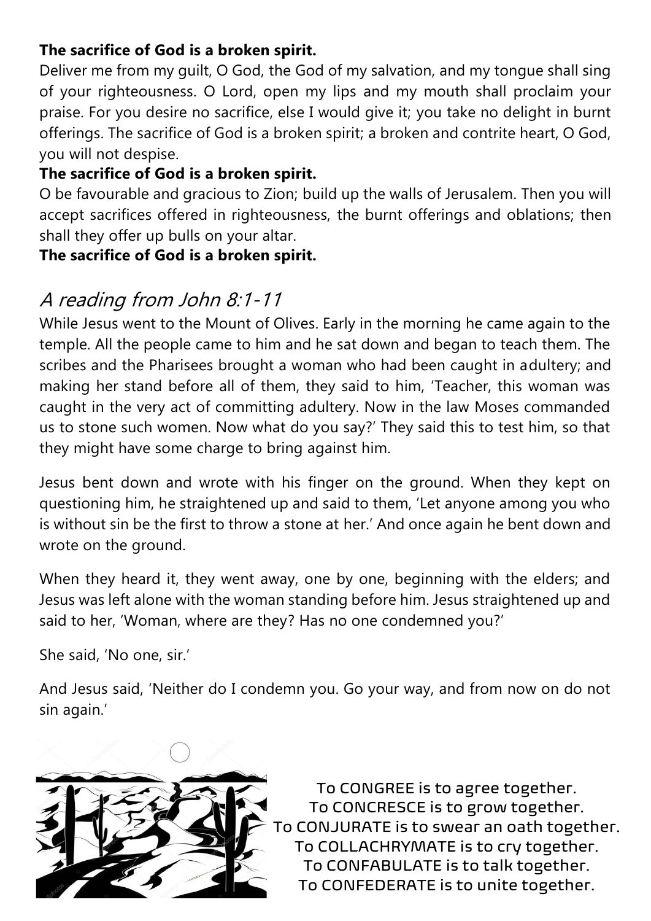**The sacrifice of God is a broken spirit.**

Deliver me from my guilt, O God, the God of my salvation, and my tongue shall sing of your righteousness. O Lord, open my lips and my mouth shall proclaim your praise. For you desire no sacrifice, else I would give it; you take no delight in burnt offerings. The sacrifice of God is a broken spirit; a broken and contrite heart, O God, you will not despise.

**The sacrifice of God is a broken spirit.**

O be favourable and gracious to Zion; build up the walls of Jerusalem. Then you will accept sacrifices offered in righteousness, the burnt offerings and oblations; then shall they offer up bulls on your altar.

**The sacrifice of God is a broken spirit.**

## *A reading from John 8:1-11*

While Jesus went to the Mount of Olives. Early in the morning he came again to the temple. All the people came to him and he sat down and began to teach them. The scribes and the Pharisees brought a woman who had been caught in adultery; and making her stand before all of them, they said to him, 'Teacher, this woman was caught in the very act of committing adultery. Now in the law Moses commanded us to stone such women. Now what do you say?' They said this to test him, so that they might have some charge to bring against him.

Jesus bent down and wrote with his finger on the ground. When they kept on questioning him, he straightened up and said to them, 'Let anyone among you who is without sin be the first to throw a stone at her.' And once again he bent down and wrote on the ground.

When they heard it, they went away, one by one, beginning with the elders; and Jesus was left alone with the woman standing before him. Jesus straightened up and said to her, 'Woman, where are they? Has no one condemned you?'

She said, 'No one, sir.'

And Jesus said, 'Neither do I condemn you. Go your way, and from now on do not sin again.'

To CONGREE is to agree together.
To CONCRESCE is to grow together.
To CONJURATE is to swear an oath together.
To COLLACHRYMATE is to cry together.
To CONFABULATE is to talk together.
To CONFEDERATE is to unite together.